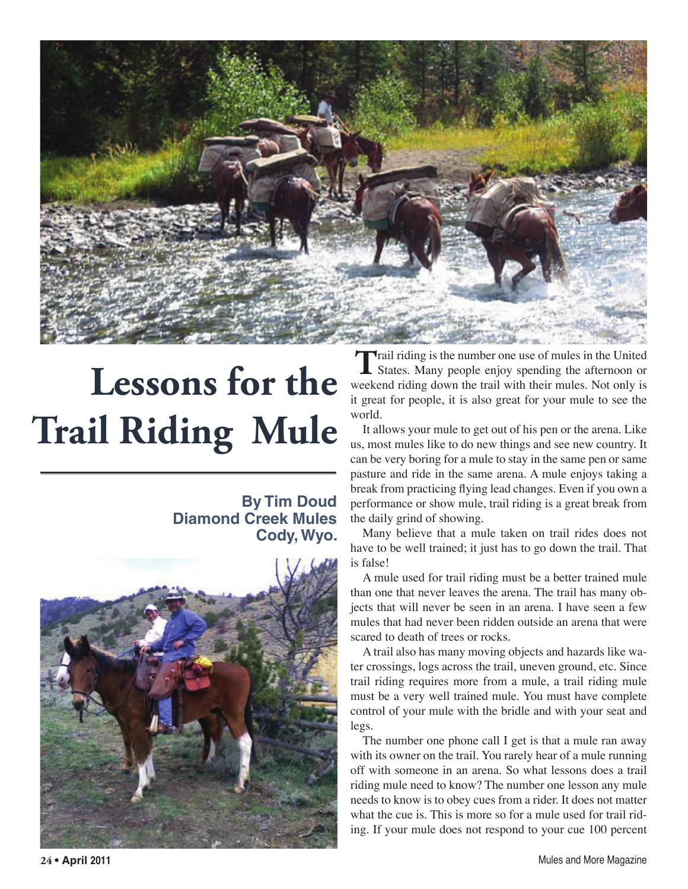# Lessons for the Trail Riding Mule

**By Tim Doud**
**Diamond Creek Mules**
**Cody, Wyo.**

Trail riding is the number one use of mules in the United States. Many people enjoy spending the afternoon or weekend riding down the trail with their mules. Not only is it great for people, it is also great for your mule to see the world.

It allows your mule to get out of his pen or the arena. Like us, most mules like to do new things and see new country. It can be very boring for a mule to stay in the same pen or same pasture and ride in the same arena. A mule enjoys taking a break from practicing flying lead changes. Even if you own a performance or show mule, trail riding is a great break from the daily grind of showing.

Many believe that a mule taken on trail rides does not have to be well trained; it just has to go down the trail. That is false!

A mule used for trail riding must be a better trained mule than one that never leaves the arena. The trail has many objects that will never be seen in an arena. I have seen a few mules that had never been ridden outside an arena that were scared to death of trees or rocks.

A trail also has many moving objects and hazards like water crossings, logs across the trail, uneven ground, etc. Since trail riding requires more from a mule, a trail riding mule must be a very well trained mule. You must have complete control of your mule with the bridle and with your seat and legs.

The number one phone call I get is that a mule ran away with its owner on the trail. You rarely hear of a mule running off with someone in an arena. So what lessons does a trail riding mule need to know? The number one lesson any mule needs to know is to obey cues from a rider. It does not matter what the cue is. This is more so for a mule used for trail riding. If your mule does not respond to your cue 100 percent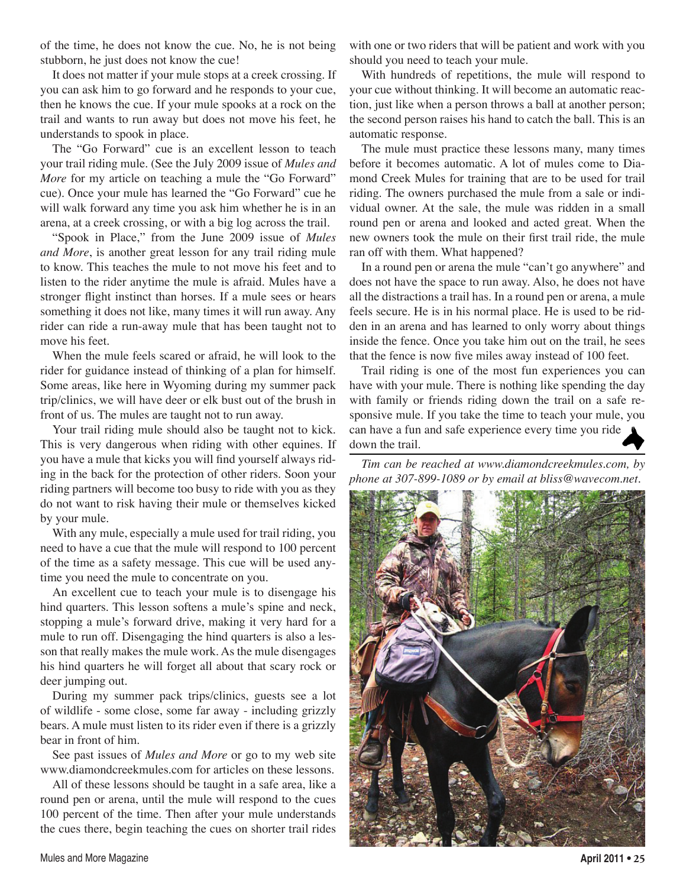of the time, he does not know the cue. No, he is not being stubborn, he just does not know the cue!

It does not matter if your mule stops at a creek crossing. If you can ask him to go forward and he responds to your cue, then he knows the cue. If your mule spooks at a rock on the trail and wants to run away but does not move his feet, he understands to spook in place.

The "Go Forward" cue is an excellent lesson to teach your trail riding mule. (See the July 2009 issue of *Mules and More* for my article on teaching a mule the "Go Forward" cue). Once your mule has learned the "Go Forward" cue he will walk forward any time you ask him whether he is in an arena, at a creek crossing, or with a big log across the trail.

"Spook in Place," from the June 2009 issue of *Mules and More*, is another great lesson for any trail riding mule to know. This teaches the mule to not move his feet and to listen to the rider anytime the mule is afraid. Mules have a stronger flight instinct than horses. If a mule sees or hears something it does not like, many times it will run away. Any rider can ride a run-away mule that has been taught not to move his feet.

When the mule feels scared or afraid, he will look to the rider for guidance instead of thinking of a plan for himself. Some areas, like here in Wyoming during my summer pack trip/clinics, we will have deer or elk bust out of the brush in front of us. The mules are taught not to run away.

Your trail riding mule should also be taught not to kick. This is very dangerous when riding with other equines. If you have a mule that kicks you will find yourself always riding in the back for the protection of other riders. Soon your riding partners will become too busy to ride with you as they do not want to risk having their mule or themselves kicked by your mule.

With any mule, especially a mule used for trail riding, you need to have a cue that the mule will respond to 100 percent of the time as a safety message. This cue will be used anytime you need the mule to concentrate on you.

An excellent cue to teach your mule is to disengage his hind quarters. This lesson softens a mule's spine and neck, stopping a mule's forward drive, making it very hard for a mule to run off. Disengaging the hind quarters is also a lesson that really makes the mule work. As the mule disengages his hind quarters he will forget all about that scary rock or deer jumping out.

During my summer pack trips/clinics, guests see a lot of wildlife - some close, some far away - including grizzly bears. A mule must listen to its rider even if there is a grizzly bear in front of him.

See past issues of *Mules and More* or go to my web site www.diamondcreekmules.com for articles on these lessons.

All of these lessons should be taught in a safe area, like a round pen or arena, until the mule will respond to the cues 100 percent of the time. Then after your mule understands the cues there, begin teaching the cues on shorter trail rides with one or two riders that will be patient and work with you should you need to teach your mule.

With hundreds of repetitions, the mule will respond to your cue without thinking. It will become an automatic reaction, just like when a person throws a ball at another person; the second person raises his hand to catch the ball. This is an automatic response.

The mule must practice these lessons many, many times before it becomes automatic. A lot of mules come to Diamond Creek Mules for training that are to be used for trail riding. The owners purchased the mule from a sale or individual owner. At the sale, the mule was ridden in a small round pen or arena and looked and acted great. When the new owners took the mule on their first trail ride, the mule ran off with them. What happened?

In a round pen or arena the mule "can't go anywhere" and does not have the space to run away. Also, he does not have all the distractions a trail has. In a round pen or arena, a mule feels secure. He is in his normal place. He is used to be ridden in an arena and has learned to only worry about things inside the fence. Once you take him out on the trail, he sees that the fence is now five miles away instead of 100 feet.

Trail riding is one of the most fun experiences you can have with your mule. There is nothing like spending the day with family or friends riding down the trail on a safe responsive mule. If you take the time to teach your mule, you can have a fun and safe experience every time you ride down the trail.

*Tim can be reached at www.diamondcreekmules.com, by phone at 307-899-1089 or by email at bliss@wavecom.net.*